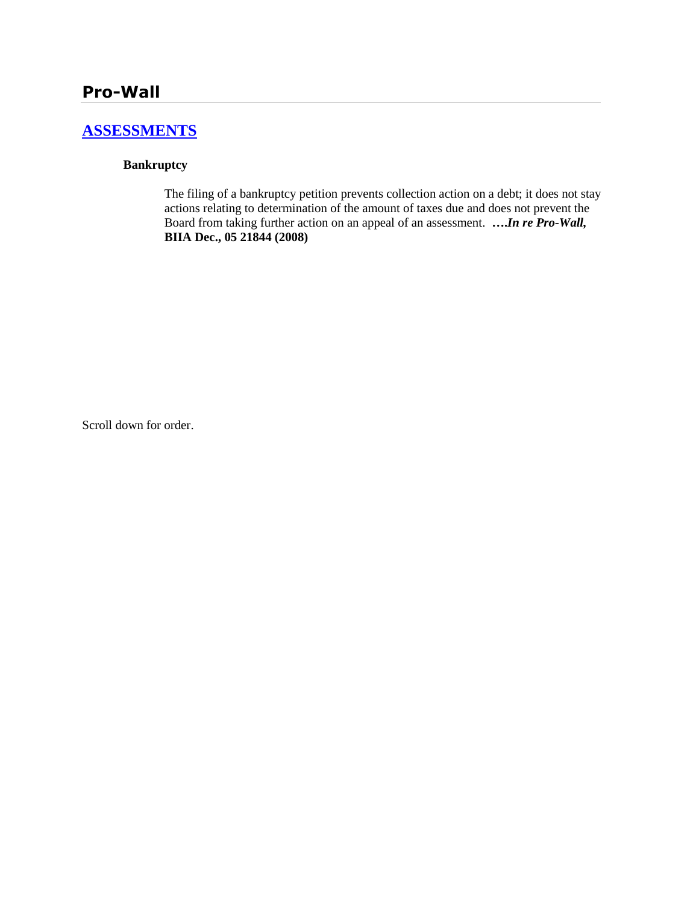## Pro-Wall

### [ASSESSMENTS]

#### Bankruptcy

The filing of a bankruptcy petition prevents collection action on a debt; it does not stay actions relating to determination of the amount of taxes due and does not prevent the Board from taking further action on an appeal of an assessment. ***….In re Pro-Wall,* BIIA Dec., 05 21844 (2008)**

Scroll down for order.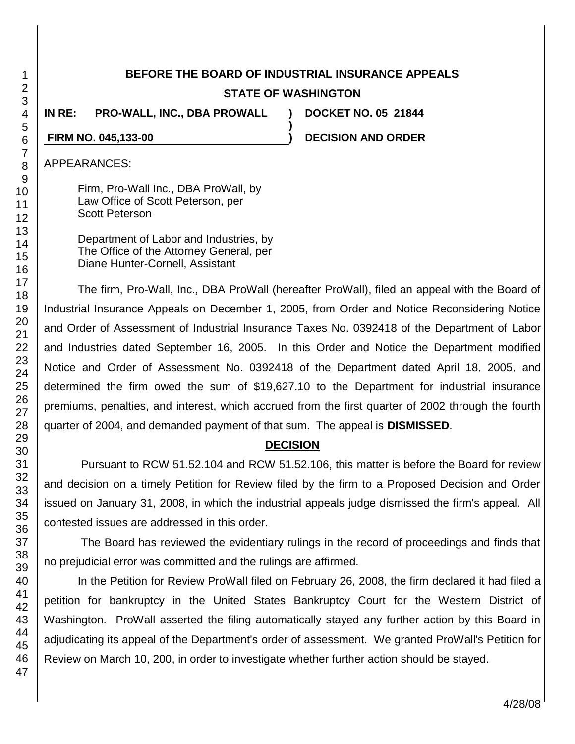**BEFORE THE BOARD OF INDUSTRIAL INSURANCE APPEALS**

**STATE OF WASHINGTON**

| | | |
|---|---|---|
| **IN RE: PRO-WALL, INC., DBA PROWALL** | **)** | **DOCKET NO. 05 21844** |
| | **)** | |
| **FIRM NO. 045,133-00** | **)** | **DECISION AND ORDER** |

APPEARANCES:

Firm, Pro-Wall Inc., DBA ProWall, by
Law Office of Scott Peterson, per
Scott Peterson

Department of Labor and Industries, by
The Office of the Attorney General, per
Diane Hunter-Cornell, Assistant

The firm, Pro-Wall, Inc., DBA ProWall (hereafter ProWall), filed an appeal with the Board of Industrial Insurance Appeals on December 1, 2005, from Order and Notice Reconsidering Notice and Order of Assessment of Industrial Insurance Taxes No. 0392418 of the Department of Labor and Industries dated September 16, 2005. In this Order and Notice the Department modified Notice and Order of Assessment No. 0392418 of the Department dated April 18, 2005, and determined the firm owed the sum of $19,627.10 to the Department for industrial insurance premiums, penalties, and interest, which accrued from the first quarter of 2002 through the fourth quarter of 2004, and demanded payment of that sum. The appeal is **DISMISSED**.

## DECISION

Pursuant to RCW 51.52.104 and RCW 51.52.106, this matter is before the Board for review and decision on a timely Petition for Review filed by the firm to a Proposed Decision and Order issued on January 31, 2008, in which the industrial appeals judge dismissed the firm's appeal. All contested issues are addressed in this order.

The Board has reviewed the evidentiary rulings in the record of proceedings and finds that no prejudicial error was committed and the rulings are affirmed.

In the Petition for Review ProWall filed on February 26, 2008, the firm declared it had filed a petition for bankruptcy in the United States Bankruptcy Court for the Western District of Washington. ProWall asserted the filing automatically stayed any further action by this Board in adjudicating its appeal of the Department's order of assessment. We granted ProWall's Petition for Review on March 10, 200, in order to investigate whether further action should be stayed.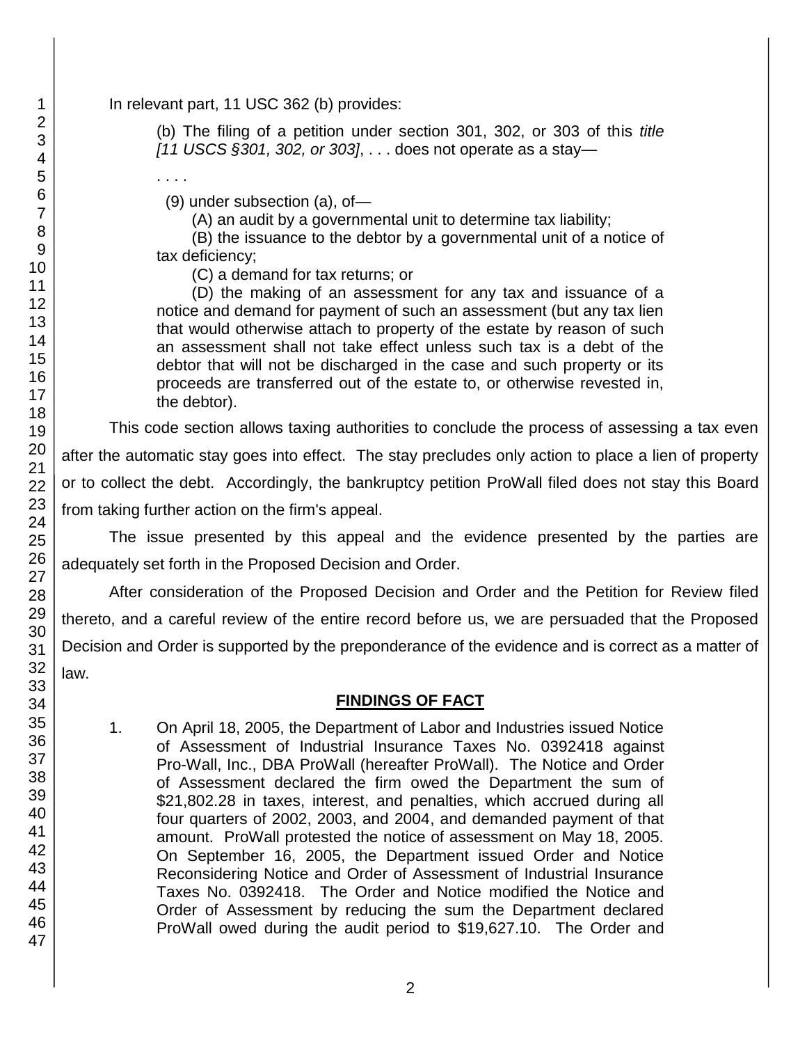In relevant part, 11 USC 362 (b) provides:

> (b) The filing of a petition under section 301, 302, or 303 of this *title [11 USCS §301, 302, or 303]*, . . . does not operate as a stay—
>
> . . . .
>
> (9) under subsection (a), of—
>
> (A) an audit by a governmental unit to determine tax liability;
>
> (B) the issuance to the debtor by a governmental unit of a notice of tax deficiency;
>
> (C) a demand for tax returns; or
>
> (D) the making of an assessment for any tax and issuance of a notice and demand for payment of such an assessment (but any tax lien that would otherwise attach to property of the estate by reason of such an assessment shall not take effect unless such tax is a debt of the debtor that will not be discharged in the case and such property or its proceeds are transferred out of the estate to, or otherwise revested in, the debtor).

This code section allows taxing authorities to conclude the process of assessing a tax even after the automatic stay goes into effect. The stay precludes only action to place a lien of property or to collect the debt. Accordingly, the bankruptcy petition ProWall filed does not stay this Board from taking further action on the firm's appeal.

The issue presented by this appeal and the evidence presented by the parties are adequately set forth in the Proposed Decision and Order.

After consideration of the Proposed Decision and Order and the Petition for Review filed thereto, and a careful review of the entire record before us, we are persuaded that the Proposed Decision and Order is supported by the preponderance of the evidence and is correct as a matter of law.

## FINDINGS OF FACT

1. On April 18, 2005, the Department of Labor and Industries issued Notice of Assessment of Industrial Insurance Taxes No. 0392418 against Pro-Wall, Inc., DBA ProWall (hereafter ProWall). The Notice and Order of Assessment declared the firm owed the Department the sum of $21,802.28 in taxes, interest, and penalties, which accrued during all four quarters of 2002, 2003, and 2004, and demanded payment of that amount. ProWall protested the notice of assessment on May 18, 2005. On September 16, 2005, the Department issued Order and Notice Reconsidering Notice and Order of Assessment of Industrial Insurance Taxes No. 0392418. The Order and Notice modified the Notice and Order of Assessment by reducing the sum the Department declared ProWall owed during the audit period to $19,627.10. The Order and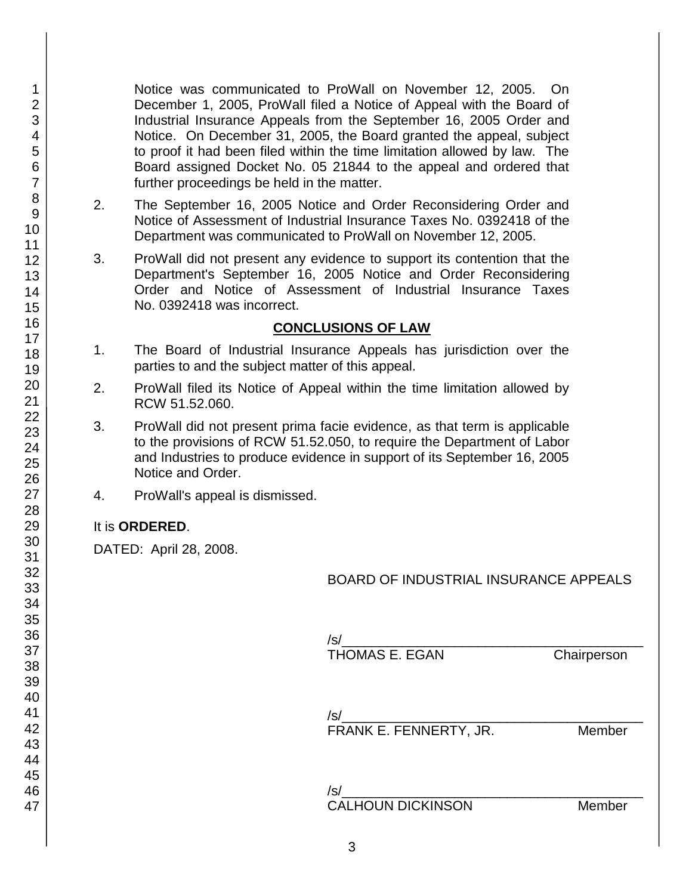Notice was communicated to ProWall on November 12, 2005. On December 1, 2005, ProWall filed a Notice of Appeal with the Board of Industrial Insurance Appeals from the September 16, 2005 Order and Notice. On December 31, 2005, the Board granted the appeal, subject to proof it had been filed within the time limitation allowed by law. The Board assigned Docket No. 05 21844 to the appeal and ordered that further proceedings be held in the matter.

2. The September 16, 2005 Notice and Order Reconsidering Order and Notice of Assessment of Industrial Insurance Taxes No. 0392418 of the Department was communicated to ProWall on November 12, 2005.

3. ProWall did not present any evidence to support its contention that the Department's September 16, 2005 Notice and Order Reconsidering Order and Notice of Assessment of Industrial Insurance Taxes No. 0392418 was incorrect.

## CONCLUSIONS OF LAW

1. The Board of Industrial Insurance Appeals has jurisdiction over the parties to and the subject matter of this appeal.

2. ProWall filed its Notice of Appeal within the time limitation allowed by RCW 51.52.060.

3. ProWall did not present prima facie evidence, as that term is applicable to the provisions of RCW 51.52.050, to require the Department of Labor and Industries to produce evidence in support of its September 16, 2005 Notice and Order.

4. ProWall's appeal is dismissed.

It is **ORDERED**.

DATED: April 28, 2008.

BOARD OF INDUSTRIAL INSURANCE APPEALS

/s/
THOMAS E. EGAN Chairperson

/s/
FRANK E. FENNERTY, JR. Member

/s/
CALHOUN DICKINSON Member